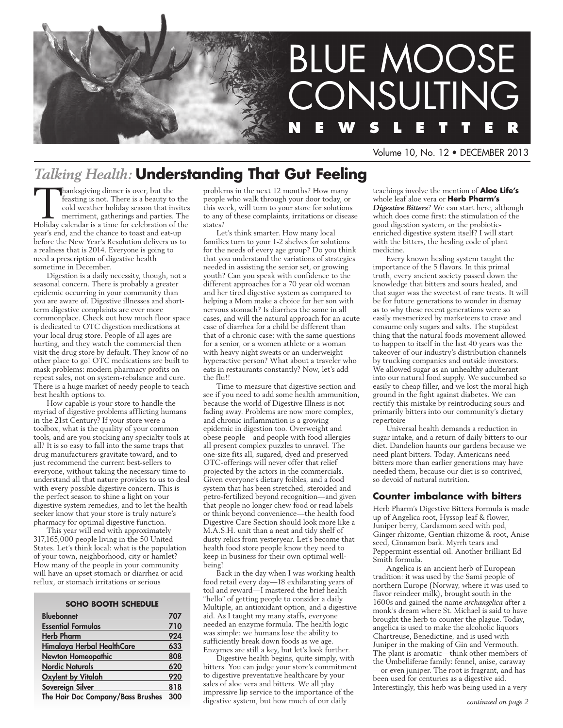# BLUE MOOSE CONSULTING NEWSLETTER

Volume 10, No. 12 • DECEMBER 2013

## *Talking Health:* Understanding That Gut Feeling

Thanksgiving dinner is over, but the feasting is not. There is a beauty to the cold weather holiday season that invites merriment, gatherings and parties. The Holiday calendar is a time for celebration of the year's end, and the chance to toast and eat-up before the New Year's Resolution delivers us to a realness that is 2014. Everyone is going to need a prescription of digestive health sometime in December.

Digestion is a daily necessity, though, not a seasonal concern. There is probably a greater epidemic occurring in your community than you are aware of. Digestive illnesses and short-term digestive complaints are ever more commonplace. Check out how much floor space is dedicated to OTC digestion medications at your local drug store. People of all ages are hurting, and they watch the commercial then visit the drug store by default. They know of no other place to go! OTC medications are built to mask problems: modern pharmacy profits on repeat sales, not on system-rebalance and cure. There is a huge market of needy people to teach best health options to.

How capable is your store to handle the myriad of digestive problems afflicting humans in the 21st Century? If your store were a toolbox, what is the quality of your common tools, and are you stocking any specialty tools at all? It is so easy to fall into the same traps that drug manufacturers gravitate toward, and to just recommend the current best-sellers to everyone, without taking the necessary time to understand all that nature provides to us to deal with every possible digestive concern. This is the perfect season to shine a light on your digestive system remedies, and to let the health seeker know that your store is truly nature's pharmacy for optimal digestive function.

This year will end with approximately 317,165,000 people living in the 50 United States. Let's think local: what is the population of your town, neighborhood, city or hamlet? How many of the people in your community will have an upset stomach or diarrhea or acid reflux, or stomach irritations or serious problems in the next 12 months? How many people who walk through your door today, or this week, will turn to your store for solutions to any of these complaints, irritations or disease states?

Let's think smarter. How many local families turn to your 1-2 shelves for solutions for the needs of every age group? Do you think that you understand the variations of strategies needed in assisting the senior set, or growing youth? Can you speak with confidence to the different approaches for a 70 year old woman and her tired digestive system as compared to helping a Mom make a choice for her son with nervous stomach? Is diarrhea the same in all cases, and will the natural approach for an acute case of diarrhea for a child be different than that of a chronic case: with the same questions for a senior, or a women athlete or a woman with heavy night sweats or an underweight hyperactive person? What about a traveler who eats in restaurants constantly? Now, let's add the flu!!

Time to measure that digestive section and see if you need to add some health ammunition, because the world of Digestive Illness is not fading away. Problems are now more complex, and chronic inflammation is a growing epidemic in digestion too. Overweight and obese people—and people with food allergies—all present complex puzzles to unravel. The one-size fits all, sugared, dyed and preserved OTC-offerings will never offer that relief projected by the actors in the commercials. Given everyone's dietary foibles, and a food system that has been stretched, steroided and petro-fertilized beyond recognition—and given that people no longer chew food or read labels or think beyond convenience—the health food Digestive Care Section should look more like a M.A.S.H. unit than a neat and tidy shelf of dusty relics from yesteryear. Let's become that health food store people know they need to keep in business for their own optimal well-being!

Back in the day when I was working health food retail every day—18 exhilarating years of toil and reward—I mastered the brief health "hello" of getting people to consider a daily Multiple, an antioxidant option, and a digestive aid. As I taught my many staffs, everyone needed an enzyme formula. The health logic was simple: we humans lose the ability to sufficiently break down foods as we age. Enzymes are still a key, but let's look further.

Digestive health begins, quite simply, with bitters. You can judge your store's commitment to digestive preventative healthcare by your sales of aloe vera and bitters. We all play impressive lip service to the importance of the digestive system, but how much of our daily teachings involve the mention of **Aloe Life's** whole leaf aloe vera or **Herb Pharm's *Digestive Bitters***? We can start here, although which does come first: the stimulation of the good digestion system, or the probiotic-enriched digestive system itself? I will start with the bitters, the healing code of plant medicine.

Every known healing system taught the importance of the 5 flavors. In this primal truth, every ancient society passed down the knowledge that bitters and sours healed, and that sugar was the sweetest of rare treats. It will be for future generations to wonder in dismay as to why these recent generations were so easily mesmerized by marketeers to crave and consume only sugars and salts. The stupidest thing that the natural foods movement allowed to happen to itself in the last 40 years was the takeover of our industry's distribution channels by trucking companies and outside investors. We allowed sugar as an unhealthy adulterant into our natural food supply. We succumbed so easily to cheap filler, and we lost the moral high ground in the fight against diabetes. We can rectify this mistake by reintroducing sours and primarily bitters into our community's dietary repertoire

Universal health demands a reduction in sugar intake, and a return of daily bitters to our diet. Dandelion haunts our gardens because we need plant bitters. Today, Americans need bitters more than earlier generations may have needed them, because our diet is so contrived, so devoid of natural nutrition.

### Counter imbalance with bitters

Herb Pharm's Digestive Bitters Formula is made up of Angelica root, Hyssop leaf & flower, Juniper berry, Cardamom seed with pod, Ginger rhizome, Gentian rhizome & root, Anise seed, Cinnamon bark. Myrrh tears and Peppermint essential oil. Another brilliant Ed Smith formula.

Angelica is an ancient herb of European tradition: it was used by the Sami people of northern Europe (Norway, where it was used to flavor reindeer milk), brought south in the 1600s and gained the name *archangelica* after a monk's dream where St. Michael is said to have brought the herb to counter the plague. Today, angelica is used to make the alcoholic liquors Chartreuse, Benedictine, and is used with Juniper in the making of Gin and Vermouth. The plant is aromatic—think other members of the Umbelliferae family: fennel, anise, caraway—or even juniper. The root is fragrant, and has been used for centuries as a digestive aid. Interestingly, this herb was being used in a very

*continued on page 2*

| SOHO BOOTH SCHEDULE | |
|---|---|
| Bluebonnet | 707 |
| Essential Formulas | 710 |
| Herb Pharm | 924 |
| Himalaya Herbal HealthCare | 633 |
| Newton Homeopathic | 808 |
| Nordic Naturals | 620 |
| Oxylent by Vitalah | 920 |
| Sovereign Silver | 818 |
| The Hair Doc Company/Bass Brushes | 300 |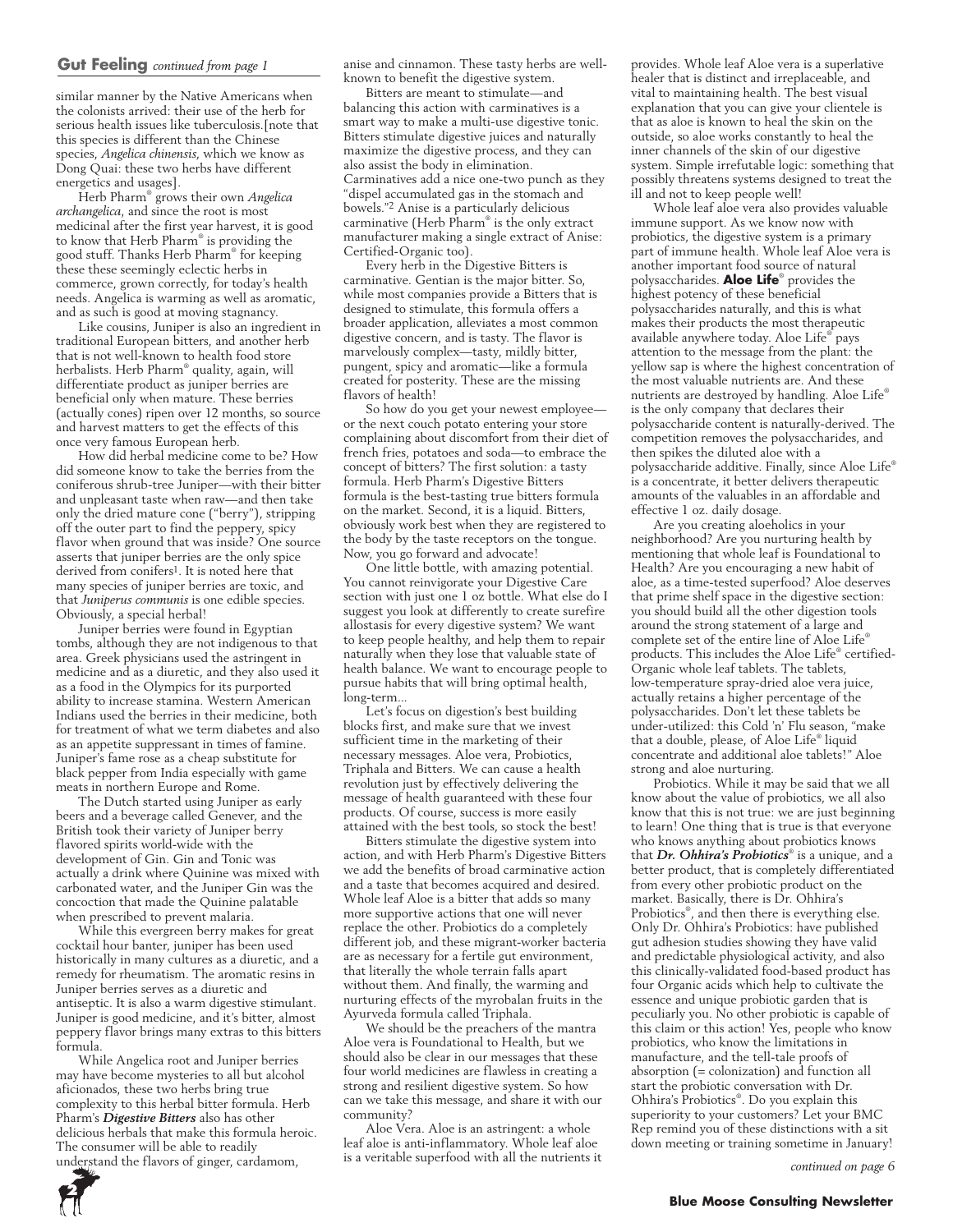## Gut Feeling *continued from page 1*

similar manner by the Native Americans when the colonists arrived: their use of the herb for serious health issues like tuberculosis.[note that this species is different than the Chinese species, *Angelica chinensis*, which we know as Dong Quai: these two herbs have different energetics and usages].

Herb Pharm® grows their own *Angelica archangelica*, and since the root is most medicinal after the first year harvest, it is good to know that Herb Pharm® is providing the good stuff. Thanks Herb Pharm® for keeping these these seemingly eclectic herbs in commerce, grown correctly, for today's health needs. Angelica is warming as well as aromatic, and as such is good at moving stagnancy.

Like cousins, Juniper is also an ingredient in traditional European bitters, and another herb that is not well-known to health food store herbalists. Herb Pharm® quality, again, will differentiate product as juniper berries are beneficial only when mature. These berries (actually cones) ripen over 12 months, so source and harvest matters to get the effects of this once very famous European herb.

How did herbal medicine come to be? How did someone know to take the berries from the coniferous shrub-tree Juniper—with their bitter and unpleasant taste when raw—and then take only the dried mature cone ("berry"), stripping off the outer part to find the peppery, spicy flavor when ground that was inside? One source asserts that juniper berries are the only spice derived from conifers[1]. It is noted here that many species of juniper berries are toxic, and that *Juniperus communis* is one edible species. Obviously, a special herbal!

Juniper berries were found in Egyptian tombs, although they are not indigenous to that area. Greek physicians used the astringent in medicine and as a diuretic, and they also used it as a food in the Olympics for its purported ability to increase stamina. Western American Indians used the berries in their medicine, both for treatment of what we term diabetes and also as an appetite suppressant in times of famine. Juniper's fame rose as a cheap substitute for black pepper from India especially with game meats in northern Europe and Rome.

The Dutch started using Juniper as early beers and a beverage called Genever, and the British took their variety of Juniper berry flavored spirits world-wide with the development of Gin. Gin and Tonic was actually a drink where Quinine was mixed with carbonated water, and the Juniper Gin was the concoction that made the Quinine palatable when prescribed to prevent malaria.

While this evergreen berry makes for great cocktail hour banter, juniper has been used historically in many cultures as a diuretic, and a remedy for rheumatism. The aromatic resins in Juniper berries serves as a diuretic and antiseptic. It is also a warm digestive stimulant. Juniper is good medicine, and it's bitter, almost peppery flavor brings many extras to this bitters formula.

While Angelica root and Juniper berries may have become mysteries to all but alcohol aficionados, these two herbs bring true complexity to this herbal bitter formula. Herb Pharm's ***Digestive Bitters*** also has other delicious herbals that make this formula heroic. The consumer will be able to readily understand the flavors of ginger, cardamom, anise and cinnamon. These tasty herbs are well-known to benefit the digestive system.

Bitters are meant to stimulate—and balancing this action with carminatives is a smart way to make a multi-use digestive tonic. Bitters stimulate digestive juices and naturally maximize the digestive process, and they can also assist the body in elimination. Carminatives add a nice one-two punch as they "dispel accumulated gas in the stomach and bowels."[2] Anise is a particularly delicious carminative (Herb Pharm® is the only extract manufacturer making a single extract of Anise: Certified-Organic too).

Every herb in the Digestive Bitters is carminative. Gentian is the major bitter. So, while most companies provide a Bitters that is designed to stimulate, this formula offers a broader application, alleviates a most common digestive concern, and is tasty. The flavor is marvelously complex—tasty, mildly bitter, pungent, spicy and aromatic—like a formula created for posterity. These are the missing flavors of health!

So how do you get your newest employee—or the next couch potato entering your store complaining about discomfort from their diet of french fries, potatoes and soda—to embrace the concept of bitters? The first solution: a tasty formula. Herb Pharm's Digestive Bitters formula is the best-tasting true bitters formula on the market. Second, it is a liquid. Bitters, obviously work best when they are registered to the body by the taste receptors on the tongue. Now, you go forward and advocate!

One little bottle, with amazing potential. You cannot reinvigorate your Digestive Care section with just one 1 oz bottle. What else do I suggest you look at differently to create surefire allostasis for every digestive system? We want to keep people healthy, and help them to repair naturally when they lose that valuable state of health balance. We want to encourage people to pursue habits that will bring optimal health, long-term...

Let's focus on digestion's best building blocks first, and make sure that we invest sufficient time in the marketing of their necessary messages. Aloe vera, Probiotics, Triphala and Bitters. We can cause a health revolution just by effectively delivering the message of health guaranteed with these four products. Of course, success is more easily attained with the best tools, so stock the best!

Bitters stimulate the digestive system into action, and with Herb Pharm's Digestive Bitters we add the benefits of broad carminative action and a taste that becomes acquired and desired. Whole leaf Aloe is a bitter that adds so many more supportive actions that one will never replace the other. Probiotics do a completely different job, and these migrant-worker bacteria are as necessary for a fertile gut environment, that literally the whole terrain falls apart without them. And finally, the warming and nurturing effects of the myrobalan fruits in the Ayurveda formula called Triphala.

We should be the preachers of the mantra Aloe vera is Foundational to Health, but we should also be clear in our messages that these four world medicines are flawless in creating a strong and resilient digestive system. So how can we take this message, and share it with our community?

Aloe Vera. Aloe is an astringent: a whole leaf aloe is anti-inflammatory. Whole leaf aloe is a veritable superfood with all the nutrients it provides. Whole leaf Aloe vera is a superlative healer that is distinct and irreplaceable, and vital to maintaining health. The best visual explanation that you can give your clientele is that as aloe is known to heal the skin on the outside, so aloe works constantly to heal the inner channels of the skin of our digestive system. Simple irrefutable logic: something that possibly threatens systems designed to treat the ill and not to keep people well!

Whole leaf aloe vera also provides valuable immune support. As we know now with probiotics, the digestive system is a primary part of immune health. Whole leaf Aloe vera is another important food source of natural polysaccharides. **Aloe Life®** provides the highest potency of these beneficial polysaccharides naturally, and this is what makes their products the most therapeutic available anywhere today. Aloe Life® pays attention to the message from the plant: the yellow sap is where the highest concentration of the most valuable nutrients are. And these nutrients are destroyed by handling. Aloe Life® is the only company that declares their polysaccharide content is naturally-derived. The competition removes the polysaccharides, and then spikes the diluted aloe with a polysaccharide additive. Finally, since Aloe Life® is a concentrate, it better delivers therapeutic amounts of the valuables in an affordable and effective 1 oz. daily dosage.

Are you creating aloeholics in your neighborhood? Are you nurturing health by mentioning that whole leaf is Foundational to Health? Are you encouraging a new habit of aloe, as a time-tested superfood? Aloe deserves that prime shelf space in the digestive section: you should build all the other digestion tools around the strong statement of a large and complete set of the entire line of Aloe Life® products. This includes the Aloe Life® certified-Organic whole leaf tablets. The tablets, low-temperature spray-dried aloe vera juice, actually retains a higher percentage of the polysaccharides. Don't let these tablets be under-utilized: this Cold 'n' Flu season, "make that a double, please, of Aloe Life® liquid concentrate and additional aloe tablets!" Aloe strong and aloe nurturing.

Probiotics. While it may be said that we all know about the value of probiotics, we all also know that this is not true: we are just beginning to learn! One thing that is true is that everyone who knows anything about probiotics knows that ***Dr. Ohhira's Probiotics®*** is a unique, and a better product, that is completely differentiated from every other probiotic product on the market. Basically, there is Dr. Ohhira's Probiotics®, and then there is everything else. Only Dr. Ohhira's Probiotics: have published gut adhesion studies showing they have valid and predictable physiological activity, and also this clinically-validated food-based product has four Organic acids which help to cultivate the essence and unique probiotic garden that is peculiarly you. No other probiotic is capable of this claim or this action! Yes, people who know probiotics, who know the limitations in manufacture, and the tell-tale proofs of absorption (= colonization) and function all start the probiotic conversation with Dr. Ohhira's Probiotics®. Do you explain this superiority to your customers? Let your BMC Rep remind you of these distinctions with a sit down meeting or training sometime in January!

*continued on page 6*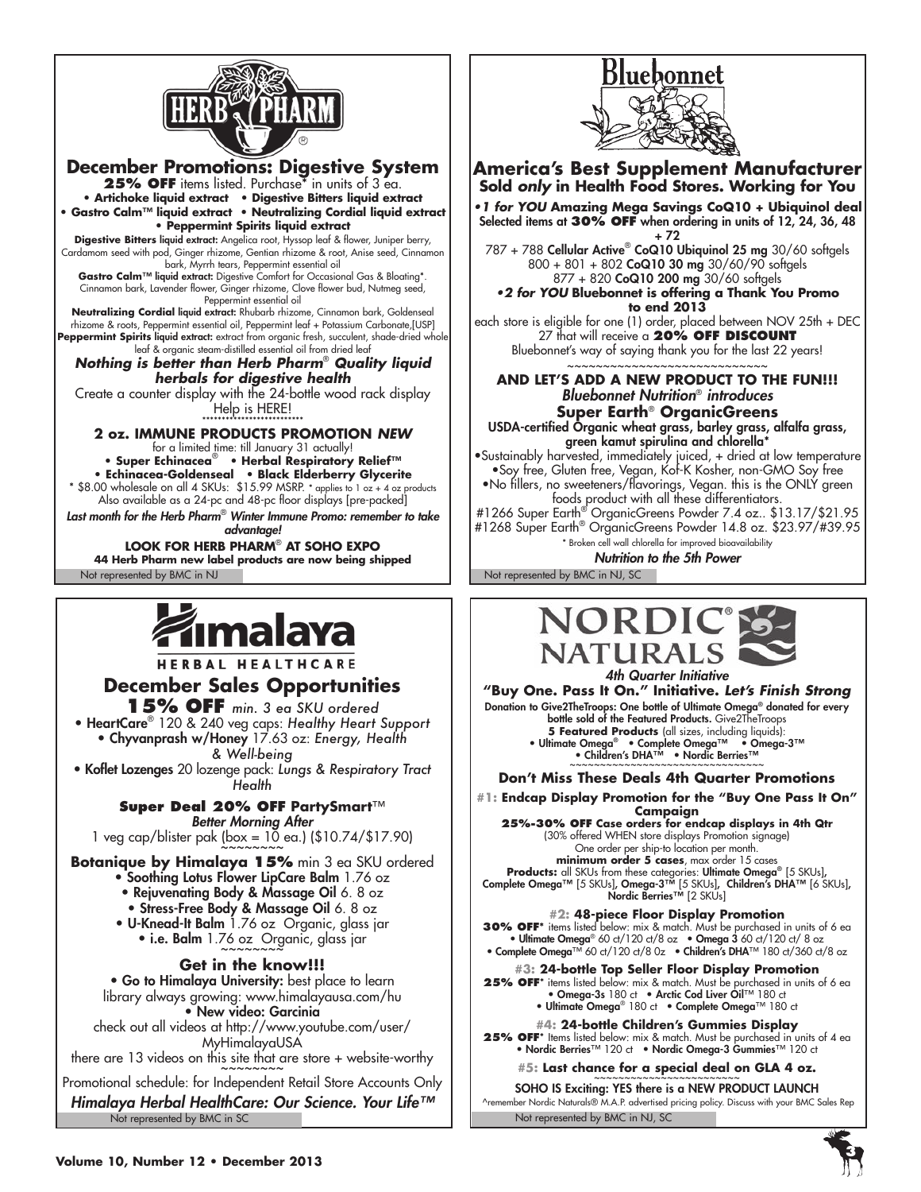## HERB PHARM

### December Promotions: Digestive System

**25% OFF** items listed. Purchase* in units of 3 ea.

- **Artichoke liquid extract** • **Digestive Bitters liquid extract**
- **Gastro Calm™ liquid extract** • **Neutralizing Cordial liquid extract**
- **Peppermint Spirits liquid extract**

**Digestive Bitters liquid extract:** Angelica root, Hyssop leaf & flower, Juniper berry, Cardamom seed with pod, Ginger rhizome, Gentian rhizome & root, Anise seed, Cinnamon bark, Myrrh tears, Peppermint essential oil

**Gastro Calm™ liquid extract:** Digestive Comfort for Occasional Gas & Bloating*. Cinnamon bark, Lavender flower, Ginger rhizome, Clove flower bud, Nutmeg seed, Peppermint essential oil

**Neutralizing Cordial liquid extract:** Rhubarb rhizome, Cinnamon bark, Goldenseal rhizome & roots, Peppermint essential oil, Peppermint leaf + Potassium Carbonate,[USP]

**Peppermint Spirits liquid extract:** extract from organic fresh, succulent, shade-dried whole leaf & organic steam-distilled essential oil from dried leaf

***Nothing is better than Herb Pharm® Quality liquid herbals for digestive health***

Create a counter display with the 24-bottle wood rack display

Help is HERE!

**2 oz. IMMUNE PRODUCTS PROMOTION *NEW***

for a limited time: till January 31 actually!

- **Super Echinacea®** • **Herbal Respiratory Relief™**
- **Echinacea-Goldenseal** • **Black Elderberry Glycerite**

* $8.00 wholesale on all 4 SKUs: $15.99 MSRP. * applies to 1 oz + 4 oz products

Also available as a 24-pc and 48-pc floor displays [pre-packed]

*Last month for the Herb Pharm® Winter Immune Promo: remember to take advantage!*

**LOOK FOR HERB PHARM® AT SOHO EXPO**

**44 Herb Pharm new label products are now being shipped**

Not represented by BMC in NJ

## Bluebonnet

### America's Best Supplement Manufacturer

**Sold *only* in Health Food Stores. Working for You**

***•1 for YOU* Amazing Mega Savings CoQ10 + Ubiquinol deal**

Selected items at **30% OFF** when ordering in units of 12, 24, 36, 48 + 72

787 + 788 **Cellular Active® CoQ10 Ubiquinol 25 mg** 30/60 softgels

800 + 801 + 802 **CoQ10 30 mg** 30/60/90 softgels

877 + 820 **CoQ10 200 mg** 30/60 softgels

***•2 for YOU* Bluebonnet is offering a Thank You Promo to end 2013**

each store is eligible for one (1) order, placed between NOV 25th + DEC 27 that will receive a **20% OFF DISCOUNT**

Bluebonnet's way of saying thank you for the last 22 years!

**AND LET'S ADD A NEW PRODUCT TO THE FUN!!!**

***Bluebonnet Nutrition® introduces***

**Super Earth® OrganicGreens**

**USDA-certified Organic wheat grass, barley grass, alfalfa grass, green kamut spirulina and chlorella***

- Sustainably harvested, immediately juiced, + dried at low temperature
- Soy free, Gluten free, Vegan, Kof-K Kosher, non-GMO Soy free
- No fillers, no sweeteners/flavorings, Vegan. this is the ONLY green foods product with all these differentiators.

#1266 Super Earth® OrganicGreens Powder 7.4 oz.. $13.17/$21.95

#1268 Super Earth® OrganicGreens Powder 14.8 oz. $23.97/$39.95

* Broken cell wall chlorella for improved bioavailability

*Nutrition to the 5th Power*

Not represented by BMC in NJ, SC

## Himalaya HERBAL HEALTHCARE

### December Sales Opportunities

**15% OFF** *min. 3 ea SKU ordered*

- **HeartCare®** 120 & 240 veg caps: *Healthy Heart Support*
- **Chyvanprash w/Honey** 17.63 oz: *Energy, Health & Well-being*
- **Koflet Lozenges** 20 lozenge pack: *Lungs & Respiratory Tract Health*

**Super Deal 20% OFF PartySmart™**

*Better Morning After*

1 veg cap/blister pak (box = 10 ea.) ($10.74/$17.90)

**Botanique by Himalaya 15%** min 3 ea SKU ordered

- **Soothing Lotus Flower LipCare Balm** 1.76 oz
- **Rejuvenating Body & Massage Oil** 6. 8 oz
- **Stress-Free Body & Massage Oil** 6. 8 oz
- **U-Knead-It Balm** 1.76 oz Organic, glass jar
- **i.e. Balm** 1.76 oz Organic, glass jar

**Get in the know!!!**

- **Go to Himalaya University:** best place to learn library always growing: www.himalayausa.com/hu
- **New video: Garcinia**

check out all videos at http://www.youtube.com/user/MyHimalayaUSA

there are 13 videos on this site that are store + website-worthy

Promotional schedule: for Independent Retail Store Accounts Only

***Himalaya Herbal HealthCare: Our Science. Your Life™***

Not represented by BMC in SC

## NORDIC NATURALS

*4th Quarter Initiative*

**"Buy One. Pass It On." Initiative. *Let's Finish Strong***

Donation to Give2TheTroops: One bottle of Ultimate Omega® donated for every bottle sold of the Featured Products. Give2TheTroops

**5 Featured Products** (all sizes, including liquids):

- Ultimate Omega® • Complete Omega™ • Omega-3™
- Children's DHA™ • Nordic Berries™

**Don't Miss These Deals 4th Quarter Promotions**

**#1: Endcap Display Promotion for the "Buy One Pass It On" Campaign**

**25%-30% OFF Case orders for endcap displays in 4th Qtr**

(30% offered WHEN store displays Promotion signage)

One order per ship-to location per month.

**minimum order 5 cases**, max order 15 cases

**Products:** all SKUs from these categories: **Ultimate Omega®** [5 SKUs], **Complete Omega™** [5 SKUs], **Omega-3™** [5 SKUs], **Children's DHA™** [6 SKUs], **Nordic Berries™** [2 SKUs]

**#2: 48-piece Floor Display Promotion**

**30% OFF^** items listed below: mix & match. Must be purchased in units of 6 ea

- **Ultimate Omega®** 60 ct/120 ct/8 oz • **Omega 3** 60 ct/120 ct/ 8 oz
- **Complete Omega™** 60 ct/120 ct/8 0z • **Children's DHA™** 180 ct/360 ct/8 oz

**#3: 24-bottle Top Seller Floor Display Promotion**

**25% OFF^** items listed below: mix & match. Must be purchased in units of 6 ea

- **Omega-3s** 180 ct • **Arctic Cod Liver Oil™** 180 ct
- **Ultimate Omega®** 180 ct • **Complete Omega™** 180 ct

**#4: 24-bottle Children's Gummies Display**

**25% OFF^** Items listed below: mix & match. Must be purchased in units of 4 ea

- **Nordic Berries™** 120 ct • **Nordic Omega-3 Gummies™** 120 ct

**#5: Last chance for a special deal on GLA 4 oz.**

SOHO IS Exciting: YES there is a NEW PRODUCT LAUNCH

^remember Nordic Naturals® M.A.P. advertised pricing policy. Discuss with your BMC Sales Rep

Not represented by BMC in NJ, SC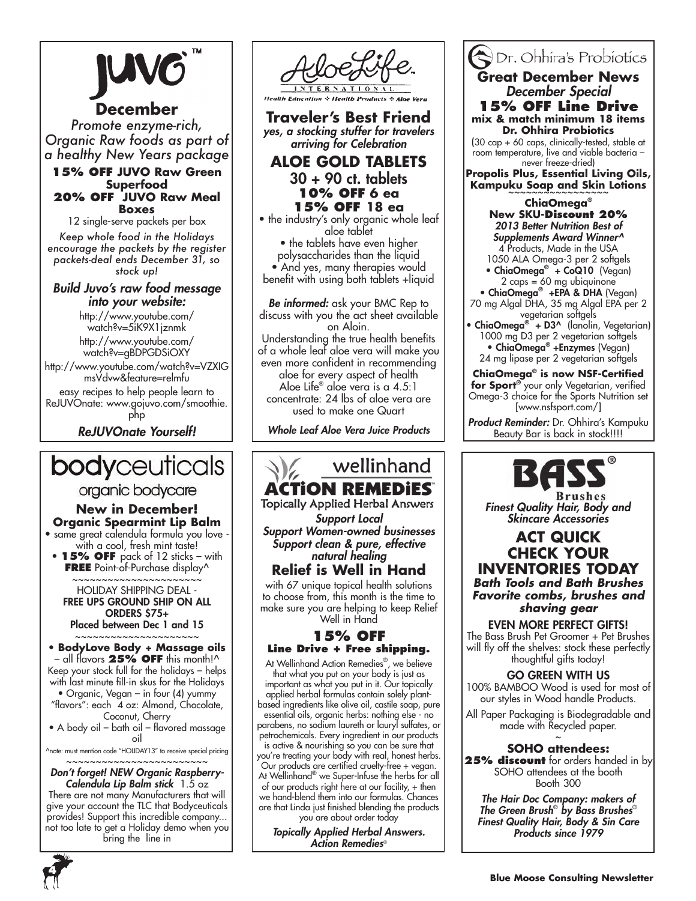# JUVO™

## December

*Promote enzyme-rich, Organic Raw foods as part of a healthy New Years package*

**15% OFF JUVO Raw Green Superfood**

**20% OFF JUVO Raw Meal Boxes**

12 single-serve packets per box

*Keep whole food in the Holidays encourage the packets by the register packets-deal ends December 31, so stock up!*

### *Build Juvo's raw food message into your website:*

http://www.youtube.com/watch?v=5iK9X1jznmk

http://www.youtube.com/watch?v=gBDPGDSiOXY

http://www.youtube.com/watch?v=VZXIGmsVdvw&feature=relmfu

easy recipes to help people learn to ReJUVOnate: www.gojuvo.com/smoothie.php

***ReJUVOnate Yourself!***

# AloeLife International

Health Education ✧ Health Products ✧ Aloe Vera

## Traveler's Best Friend

*yes, a stocking stuffer for travelers arriving for Celebration*

## ALOE GOLD TABLETS

30 + 90 ct. tablets

**10% OFF 6 ea**

**15% OFF 18 ea**

- the industry's only organic whole leaf aloe tablet
- the tablets have even higher polysaccharides than the liquid
- And yes, many therapies would benefit with using both tablets +liquid

***Be informed:*** ask your BMC Rep to discuss with you the act sheet available on Aloin.

Understanding the true health benefits of a whole leaf aloe vera will make you even more confident in recommending aloe for every aspect of health

Aloe Life® aloe vera is a 4.5:1 concentrate: 24 lbs of aloe vera are used to make one Quart

***Whole Leaf Aloe Vera Juice Products***

# Dr. Ohhira's Probiotics

## Great December News

*December Special*

**15% OFF Line Drive**

**mix & match minimum 18 items**

**Dr. Ohhira Probiotics**

(30 cap + 60 caps, clinically-tested, stable at room temperature, live and viable bacteria – never freeze-dried)

**Propolis Plus, Essential Living Oils, Kampuku Soap and Skin Lotions**

~~~~~~~~~~~~~~~~

**ChiaOmega®**

**New SKU-Discount 20%**

*2013 Better Nutrition Best of Supplements Award Winner^*

4 Products, Made in the USA

1050 ALA Omega-3 per 2 softgels

- **ChiaOmega® + CoQ10** (Vegan) 2 caps = 60 mg ubiquinone
- **ChiaOmega® +EPA & DHA** (Vegan) 70 mg Algal DHA, 35 mg Algal EPA per 2 vegetarian softgels
- **ChiaOmega® + D3^** (lanolin, Vegetarian) 1000 mg D3 per 2 vegetarian softgels
- **ChiaOmega® +Enzymes** (Vegan) 24 mg lipase per 2 vegetarian softgels

**ChiaOmega® is now NSF-Certified for Sport®** your only Vegetarian, verified Omega-3 choice for the Sports Nutrition set [www.nsfsport.com/]

***Product Reminder:*** Dr. Ohhira's Kampuku Beauty Bar is back in stock!!!!

# bodyceuticals

organic bodycare

## New in December!

**Organic Spearmint Lip Balm**

- same great calendula formula you love - with a cool, fresh mint taste!
- **15% OFF** pack of 12 sticks – with **FREE** Point-of-Purchase display^

~~~~~~~~~~~~~~~~~~~~~

HOLIDAY SHIPPING DEAL -

**FREE UPS GROUND SHIP ON ALL ORDERS $75+**

**Placed between Dec 1 and 15**

~~~~~~~~~~~~~~~~~~~~~

- **BodyLove Body + Massage oils** – all flavors **25% OFF** this month!^

Keep your stock full for the holidays – helps with last minute fill-in skus for the Holidays

- Organic, Vegan – in four (4) yummy "flavors": each 4 oz: Almond, Chocolate, Coconut, Cherry
- A body oil – bath oil – flavored massage oil

^note: must mention code "HOLIDAY13" to receive special pricing

~~~~~~~~~~~~~~~~~~~~~~~~

***Don't forget! NEW Organic Raspberry-Calendula Lip Balm stick*** 1.5 oz

There are not many Manufacturers that will give your account the TLC that Bodyceuticals provides! Support this incredible company... not too late to get a Holiday demo when you bring the line in

# wellinhand ACTiON REMEDiES™

Topically Applied Herbal Answers

***Support Local***

***Support Women-owned businesses***

***Support clean & pure, effective natural healing***

## Relief is Well in Hand

with 67 unique topical health solutions to choose from, this month is the time to make sure you are helping to keep Relief Well in Hand

**15% OFF**

**Line Drive + Free shipping.**

At Wellinhand Action Remedies®, we believe that what you put on your body is just as important as what you put in it. Our topically applied herbal formulas contain solely plant-based ingredients like olive oil, castile soap, pure essential oils, organic herbs: nothing else - no parabens, no sodium laureth or lauryl sulfates, or petrochemicals. Every ingredient in our products is active & nourishing so you can be sure that you're treating your body with real, honest herbs. Our products are certified cruelty-free + vegan. At Wellinhand® we Super-Infuse the herbs for all of our products right here at our facility, + then we hand-blend them into our formulas. Chances are that Linda just finished blending the products you are about order today

***Topically Applied Herbal Answers. Action Remedies®***

# BASS® Brushes

*Finest Quality Hair, Body and Skincare Accessories*

## ACT QUICK CHECK YOUR INVENTORIES TODAY

***Bath Tools and Bath Brushes***

***Favorite combs, brushes and shaving gear***

**EVEN MORE PERFECT GIFTS!**

The Bass Brush Pet Groomer + Pet Brushes will fly off the shelves: stock these perfectly thoughtful gifts today!

**GO GREEN WITH US**

100% BAMBOO Wood is used for most of our styles in Wood handle Products.

All Paper Packaging is Biodegradable and made with Recycled paper.

~

**SOHO attendees:**

**25% discount** for orders handed in by SOHO attendees at the booth Booth 300

***The Hair Doc Company: makers of The Green Brush® by Bass Brushes® Finest Quality Hair, Body & Sin Care Products since 1979***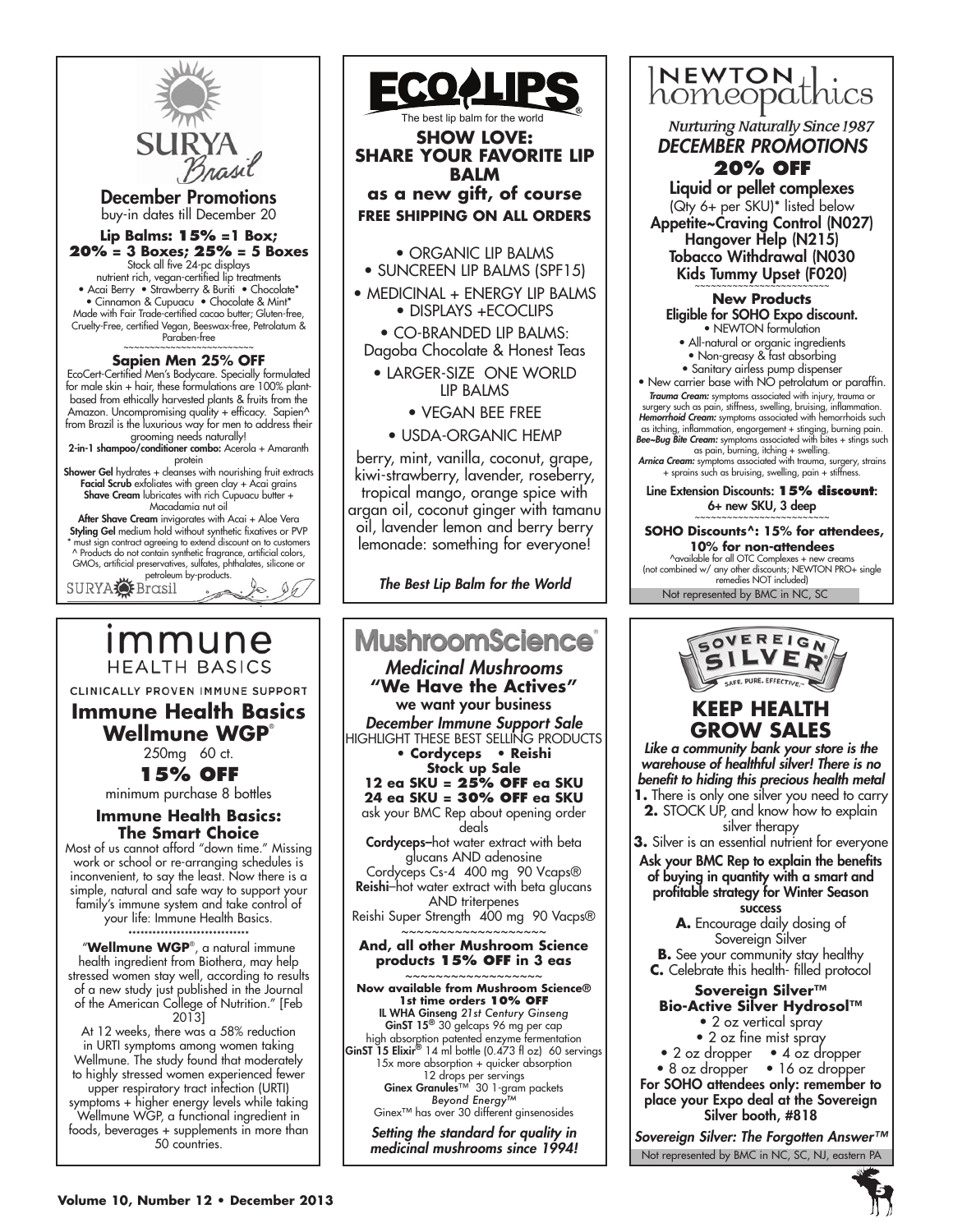# SURYA Brasil

## December Promotions

buy-in dates till December 20

**Lip Balms: 15% =1 Box; 20% = 3 Boxes; 25% = 5 Boxes**

Stock all five 24-pc displays nutrient rich, vegan-certified lip treatments

• Acai Berry • Strawberry & Buriti • Chocolate* • Cinnamon & Cupuacu • Chocolate & Mint*

Made with Fair Trade-certified cacao butter; Gluten-free, Cruelty-Free, certified Vegan, Beeswax-free, Petrolatum & Paraben-free

~~~~~~~~~~~~~~~~~~~~~~~~~~

**Sapien Men 25% OFF**

EcoCert-Certified Men's Bodycare. Specially formulated for male skin + hair, these formulations are 100% plant-based from ethically harvested plants & fruits from the Amazon. Uncompromising quality + efficacy. Sapien^ from Brazil is the luxurious way for men to address their grooming needs naturally!

**2-in-1 shampoo/conditioner combo:** Acerola + Amaranth protein

**Shower Gel** hydrates + cleanses with nourishing fruit extracts

**Facial Scrub** exfoliates with green clay + Acai grains

**Shave Cream** lubricates with rich Cupuacu butter + Macadamia nut oil

**After Shave Cream** invigorates with Acai + Aloe Vera

**Styling Gel** medium hold without synthetic fixatives or PVP

* must sign contract agreeing to extend discount on to customers

^ Products do not contain synthetic fragrance, artificial colors, GMOs, artificial preservatives, sulfates, phthalates, silicone or petroleum by-products.

SURYA Brasil

# ECOLIPS

The best lip balm for the world

**SHOW LOVE: SHARE YOUR FAVORITE LIP BALM as a new gift, of course**

**FREE SHIPPING ON ALL ORDERS**

- ORGANIC LIP BALMS
- SUNCREEN LIP BALMS (SPF15)
- MEDICINAL + ENERGY LIP BALMS
- DISPLAYS +ECOCLIPS
- CO-BRANDED LIP BALMS: Dagoba Chocolate & Honest Teas
- LARGER-SIZE ONE WORLD LIP BALMS
- VEGAN BEE FREE
- USDA-ORGANIC HEMP

berry, mint, vanilla, coconut, grape, kiwi-strawberry, lavender, roseberry, tropical mango, orange spice with argan oil, coconut ginger with tamanu oil, lavender lemon and berry berry lemonade: something for everyone!

*The Best Lip Balm for the World*

# NEWTON homeopathics

*Nurturing Naturally Since 1987*

## *DECEMBER PROMOTIONS*

**20% OFF**

**Liquid or pellet complexes**

(Qty 6+ per SKU)* listed below

**Appetite~Craving Control (N027)**
**Hangover Help (N215)**
**Tobacco Withdrawal (N030**
**Kids Tummy Upset (F020)**

~~~~~~~~~~~~~~~~~~~~~~~~~~

**New Products**

**Eligible for SOHO Expo discount.**

- NEWTON formulation
- All-natural or organic ingredients
- Non-greasy & fast absorbing
- Sanitary airless pump dispenser
- New carrier base with NO petrolatum or paraffin.

***Trauma Cream:*** symptoms associated with injury, trauma or surgery such as pain, stiffness, swelling, bruising, inflammation.

***Hemorrhoid Cream:*** symptoms associated with hemorrhoids such as itching, inflammation, engorgement + stinging, burning pain.

***Bee~Bug Bite Cream:*** symptoms associated with bites + stings such as pain, burning, itching + swelling.

***Arnica Cream:*** symptoms associated with trauma, surgery, strains + sprains such as bruising, swelling, pain + stiffness.

**Line Extension Discounts: 15% discount: 6+ new SKU, 3 deep**

~~~~~~~~~~~~~~~~~~~~~~~~~~

**SOHO Discounts^: 15% for attendees, 10% for non-attendees**

^available for all OTC Complexes + new creams (not combined w/ any other discounts; NEWTON PRO+ single remedies NOT included)

Not represented by BMC in NC, SC

# immune HEALTH BASICS

CLINICALLY PROVEN IMMUNE SUPPORT

## Immune Health Basics Wellmune WGP®

250mg 60 ct.

**15% OFF**

minimum purchase 8 bottles

### Immune Health Basics: The Smart Choice

Most of us cannot afford "down time." Missing work or school or re-arranging schedules is inconvenient, to say the least. Now there is a simple, natural and safe way to support your family's immune system and take control of your life: Immune Health Basics.

******************************

"**Wellmune WGP**®, a natural immune health ingredient from Biothera, may help stressed women stay well, according to results of a new study just published in the Journal of the American College of Nutrition." [Feb 2013]

At 12 weeks, there was a 58% reduction in URTI symptoms among women taking Wellmune. The study found that moderately to highly stressed women experienced fewer upper respiratory tract infection (URTI) symptoms + higher energy levels while taking Wellmune WGP, a functional ingredient in foods, beverages + supplements in more than 50 countries.

# MushroomScience®

## *Medicinal Mushrooms*

**"We Have the Actives"**

we want your business

***December Immune Support Sale***

HIGHLIGHT THESE BEST SELLING PRODUCTS

**• Cordyceps • Reishi**

**Stock up Sale**

**12 ea SKU = 25% OFF ea SKU**
**24 ea SKU = 30% OFF ea SKU**

ask your BMC Rep about opening order deals

**Cordyceps**–hot water extract with beta glucans AND adenosine

Cordyceps Cs-4 400 mg 90 Vcaps®

**Reishi**–hot water extract with beta glucans AND triterpenes

Reishi Super Strength 400 mg 90 Vacps®

~~~~~~~~~~~~~~~~~~~~

**And, all other Mushroom Science products 15% OFF in 3 eas**

~~~~~~~~~~~~~~~~~~~~

**Now available from Mushroom Science® 1st time orders 10% OFF**

**IL WHA Ginseng** *21st Century Ginseng*

**GinST 15®** 30 gelcaps 96 mg per cap high absorption patented enzyme fermentation

**GinST 15 Elixir®** 14 ml bottle (0.473 fl oz) 60 servings 15x more absorption + quicker absorption 12 drops per servings

**Ginex Granules™** 30 1-gram packets *Beyond Energy™*

Ginex™ has over 30 different ginsenosides

***Setting the standard for quality in medicinal mushrooms since 1994!***

# SOVEREIGN SILVER

SAFE. PURE. EFFECTIVE.

## KEEP HEALTH GROW SALES

***Like a community bank your store is the warehouse of healthful silver! There is no benefit to hiding this precious health metal***

**1.** There is only one silver you need to carry
**2.** STOCK UP, and know how to explain silver therapy
**3.** Silver is an essential nutrient for everyone

**Ask your BMC Rep to explain the benefits of buying in quantity with a smart and profitable strategy for Winter Season success**

**A.** Encourage daily dosing of Sovereign Silver
**B.** See your community stay healthy
**C.** Celebrate this health- filled protocol

**Sovereign Silver™ Bio-Active Silver Hydrosol™**

- 2 oz vertical spray
- 2 oz fine mist spray
- 2 oz dropper • 4 oz dropper
- 8 oz dropper • 16 oz dropper

**For SOHO attendees only: remember to place your Expo deal at the Sovereign Silver booth, #818**

*Sovereign Silver: The Forgotten Answer™*

Not represented by BMC in NC, SC, NJ, eastern PA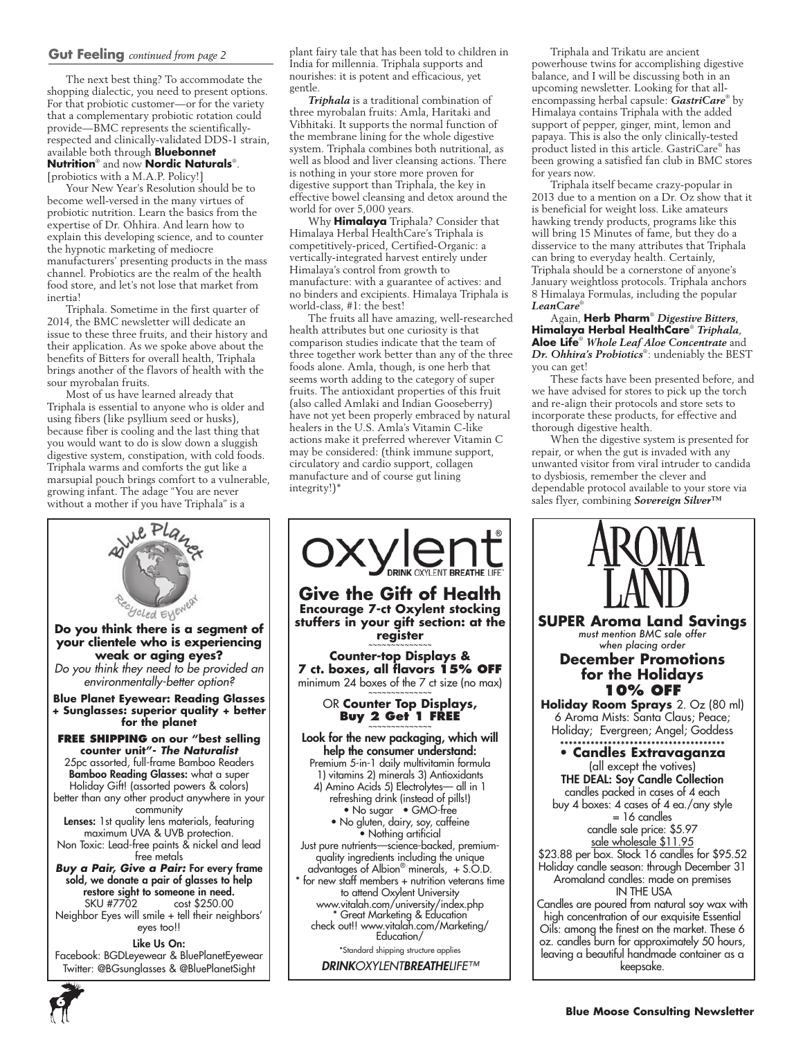**Gut Feeling** *continued from page 2*

The next best thing? To accommodate the shopping dialectic, you need to present options. For that probiotic customer—or for the variety that a complementary probiotic rotation could provide—BMC represents the scientifically-respected and clinically-validated DDS-1 strain, available both through **Bluebonnet Nutrition**® and now **Nordic Naturals**®. [probiotics with a M.A.P. Policy!]

Your New Year's Resolution should be to become well-versed in the many virtues of probiotic nutrition. Learn the basics from the expertise of Dr. Ohhira. And learn how to explain this developing science, and to counter the hypnotic marketing of mediocre manufacturers' presenting products in the mass channel. Probiotics are the realm of the health food store, and let's not lose that market from inertia!

Triphala. Sometime in the first quarter of 2014, the BMC newsletter will dedicate an issue to these three fruits, and their history and their application. As we spoke above about the benefits of Bitters for overall health, Triphala brings another of the flavors of health with the sour myrobalan fruits.

Most of us have learned already that Triphala is essential to anyone who is older and using fibers (like psyllium seed or husks), because fiber is cooling and the last thing that you would want to do is slow down a sluggish digestive system, constipation, with cold foods. Triphala warms and comforts the gut like a marsupial pouch brings comfort to a vulnerable, growing infant. The adage "You are never without a mother if you have Triphala" is a plant fairy tale that has been told to children in India for millennia. Triphala supports and nourishes: it is potent and efficacious, yet gentle.

***Triphala*** is a traditional combination of three myrobalan fruits: Amla, Haritaki and Vibhitaki. It supports the normal function of the membrane lining for the whole digestive system. Triphala combines both nutritional, as well as blood and liver cleansing actions. There is nothing in your store more proven for digestive support than Triphala, the key in effective bowel cleansing and detox around the world for over 5,000 years.

Why **Himalaya** Triphala? Consider that Himalaya Herbal HealthCare's Triphala is competitively-priced, Certified-Organic: a vertically-integrated harvest entirely under Himalaya's control from growth to manufacture: with a guarantee of actives: and no binders and excipients. Himalaya Triphala is world-class, #1: the best!

The fruits all have amazing, well-researched health attributes but one curiosity is that comparison studies indicate that the team of three together work better than any of the three foods alone. Amla, though, is one herb that seems worth adding to the category of super fruits. The antioxidant properties of this fruit (also called Amlaki and Indian Gooseberry) have not yet been properly embraced by natural healers in the U.S. Amla's Vitamin C-like actions make it preferred wherever Vitamin C may be considered: (think immune support, circulatory and cardio support, collagen manufacture and of course gut lining integrity!)*

Triphala and Trikatu are ancient powerhouse twins for accomplishing digestive balance, and I will be discussing both in an upcoming newsletter. Looking for that all-encompassing herbal capsule: ***GastriCare***® by Himalaya contains Triphala with the added support of pepper, ginger, mint, lemon and papaya. This is also the only clinically-tested product listed in this article. GastriCare® has been growing a satisfied fan club in BMC stores for years now.

Triphala itself became crazy-popular in 2013 due to a mention on a Dr. Oz show that it is beneficial for weight loss. Like amateurs hawking trendy products, programs like this will bring 15 Minutes of fame, but they do a disservice to the many attributes that Triphala can bring to everyday health. Certainly, Triphala should be a cornerstone of anyone's January weightloss protocols. Triphala anchors 8 Himalaya Formulas, including the popular ***LeanCare***®

Again, **Herb Pharm**® ***Digestive Bitters***, **Himalaya Herbal HealthCare**® ***Triphala***, **Aloe Life**® ***Whole Leaf Aloe Concentrate*** and ***Dr. Ohhira's Probiotics***®: undeniably the BEST you can get!

These facts have been presented before, and we have advised for stores to pick up the torch and re-align their protocols and store sets to incorporate these products, for effective and thorough digestive health.

When the digestive system is presented for repair, or when the gut is invaded with any unwanted visitor from viral intruder to candida to dysbiosis, remember the clever and dependable protocol available to your store via sales flyer, combining ***Sovereign Silver***™

---

Blue Planet Recycled Eyewear

**Do you think there is a segment of your clientele who is experiencing weak or aging eyes?**

*Do you think they need to be provided an environmentally-better option?*

**Blue Planet Eyewear: Reading Glasses + Sunglasses: superior quality + better for the planet**

**FREE SHIPPING on our "best selling counter unit"- *The Naturalist***

25pc assorted, full-frame Bamboo Readers

**Bamboo Reading Glasses:** what a super Holiday Gift! (assorted powers & colors) better than any other product anywhere in your community

**Lenses:** 1st quality lens materials, featuring maximum UVA & UVB protection.

Non Toxic: Lead-free paints & nickel and lead free metals

***Buy a Pair, Give a Pair:*** **For every frame sold, we donate a pair of glasses to help restore sight to someone in need.**

SKU #7702 cost $250.00

Neighbor Eyes will smile + tell their neighbors' eyes too!!

**Like Us On:**

Facebook: BGDLeyewear & BluePlanetEyewear

Twitter: @BGsunglasses & @BluePlanetSight

---

oxylent® DRINK OXYLENT BREATHE LIFE™

## Give the Gift of Health

**Encourage 7-ct Oxylent stocking stuffers in your gift section: at the register**

**Counter-top Displays & 7 ct. boxes, all flavors 15% OFF**

minimum 24 boxes of the 7 ct size (no max)

OR **Counter Top Displays, Buy 2 Get 1 FREE**

**Look for the new packaging, which will help the consumer understand:**

Premium 5-in-1 daily multivitamin formula 1) vitamins 2) minerals 3) Antioxidants 4) Amino Acids 5) Electrolytes— all in 1 refreshing drink (instead of pills!)

- No sugar • GMO-free
- No gluten, dairy, soy, caffeine
- Nothing artificial

Just pure nutrients—science-backed, premium-quality ingredients including the unique advantages of Albion® minerals, + S.O.D.

* for new staff members + nutrition veterans time to attend Oxylent University www.vitalah.com/university/index.php

* Great Marketing & Education check out!! www.vitalah.com/Marketing/Education/

*Standard shipping structure applies

*DRINKOXYLENTBREATHELIFE™*

---

AROMA LAND

**SUPER Aroma Land Savings**

*must mention BMC sale offer when placing order*

**December Promotions for the Holidays 10% OFF**

**Holiday Room Sprays** 2. Oz (80 ml)

6 Aroma Mists: Santa Claus; Peace; Holiday; Evergreen; Angel; Goddess

**• Candles Extravaganza**

(all except the votives)

**THE DEAL: Soy Candle Collection**

candles packed in cases of 4 each

buy 4 boxes: 4 cases of 4 ea./any style = 16 candles

candle sale price: $5.97

sale wholesale $11.95

$23.88 per box. Stock 16 candles for $95.52

Holiday candle season: through December 31

Aromaland candles: made on premises IN THE USA

Candles are poured from natural soy wax with high concentration of our exquisite Essential Oils: among the finest on the market. These 6 oz. candles burn for approximately 50 hours, leaving a beautiful handmade container as a keepsake.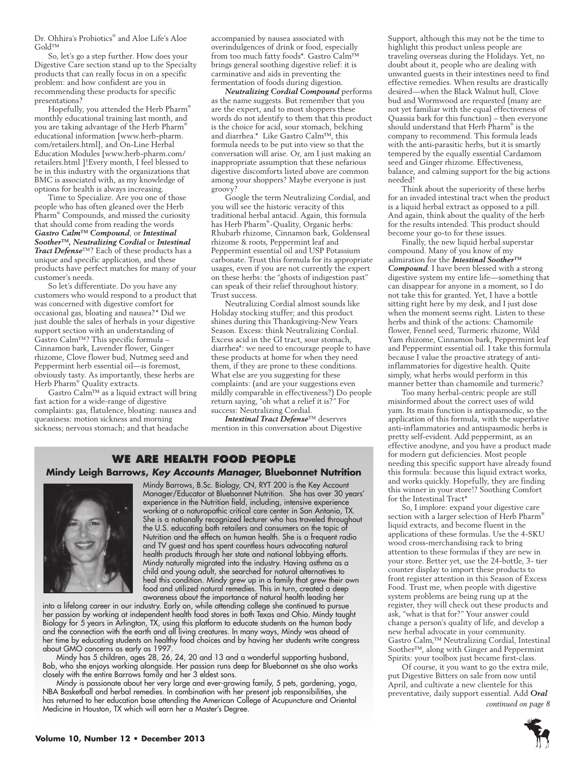Dr. Ohhira's Probiotics® and Aloe Life's Aloe Gold™

So, let's go a step further. How does your Digestive Care section stand up to the Specialty products that can really focus in on a specific problem: and how confident are you in recommending these products for specific presentations?

Hopefully, you attended the Herb Pharm® monthly educational training last month, and you are taking advantage of the Herb Pharm® educational information [www.herb-pharm.com/retailers.html], and On-Line Herbal Education Modules [www.herb-pharm.com/retailers.html ]!Every month, I feel blessed to be in this industry with the organizations that BMC is associated with, as my knowledge of options for health is always increasing.

Time to Specialize. Are you one of those people who has often gleaned over the Herb Pharm® Compounds, and missed the curiosity that should come from reading the words ***Gastro Calm™ Compound***, or ***Intestinal Soother™, Neutralizing Cordial*** or ***Intestinal Tract Defense***™? Each of these products has a unique and specific application, and these products have perfect matches for many of your customer's needs.

So let's differentiate. Do you have any customers who would respond to a product that was concerned with digestive comfort for occasional gas, bloating and nausea?* Did we just double the sales of herbals in your digestive support section with an understanding of Gastro Calm™? This specific formula – Cinnamon bark, Lavender flower, Ginger rhizome, Clove flower bud, Nutmeg seed and Peppermint herb essential oil—is foremost, obviously tasty. As importantly, these herbs are Herb Pharm® Quality extracts.

Gastro Calm™ as a liquid extract will bring fast action for a wide-range of digestive complaints: gas, flatulence, bloating: nausea and queasiness: motion sickness and morning sickness; nervous stomach; and that headache accompanied by nausea associated with overindulgences of drink or food, especially from too much fatty foods*. Gastro Calm™ brings general soothing digestive relief: it is carminative and aids in preventing the fermentation of foods during digestion.

***Neutralizing Cordial Compound*** performs as the name suggests. But remember that you are the expert, and to most shoppers these words do not identify to them that this product is the choice for acid, sour stomach, belching and diarrhea.* Like Gastro Calm™, this formula needs to be put into view so that the conversation will arise. Or, am I just making an inappropriate assumption that these nefarious digestive discomforts listed above are common among your shoppers? Maybe everyone is just groovy?

Google the term Neutralizing Cordial, and you will see the historic veracity of this traditional herbal antacid. Again, this formula has Herb Pharm®-Quality, Organic herbs: Rhubarb rhizome, Cinnamon bark, Goldenseal rhizome & roots, Peppermint leaf and Peppermint essential oil and USP Potassium carbonate. Trust this formula for its appropriate usages, even if you are not currently the expert on these herbs: the "ghosts of indigestion past" can speak of their relief throughout history. Trust success.

Neutralizing Cordial almost sounds like Holiday stocking stuffer; and this product shines during this Thanksgiving-New Years Season. Excess: think Neutralizing Cordial. Excess acid in the GI tract, sour stomach, diarrhea*: we need to encourage people to have these products at home for when they need them, if they are prone to these conditions. What else are you suggesting for these complaints: (and are your suggestions even mildly comparable in effectiveness?) Do people return saying, "oh what a relief it is?" For success: Neutralizing Cordial.

***Intestinal Tract Defense***™ deserves mention in this conversation about Digestive Support, although this may not be the time to highlight this product unless people are traveling overseas during the Holidays. Yet, no doubt about it, people who are dealing with unwanted guests in their intestines need to find effective remedies. When results are drastically desired—when the Black Walnut hull, Clove bud and Wormwood are requested (many are not yet familiar with the equal effectiveness of Quassia bark for this function) – then everyone should understand that Herb Pharm® is the company to recommend. This formula leads with the anti-parasitic herbs, but it is smartly tempered by the equally essential Cardamom seed and Ginger rhizome. Effectiveness, balance, and calming support for the big actions needed!

Think about the superiority of these herbs for an invaded intestinal tract when the product is a liquid herbal extract as opposed to a pill. And again, think about the quality of the herb for the results intended. This product should become your go-to for these issues.

Finally, the new liquid herbal superstar compound. Many of you know of my admiration for the ***Intestinal Soother™ Compound***. I have been blessed with a strong digestive system my entire life—something that can disappear for anyone in a moment, so I do not take this for granted. Yet, I have a bottle sitting right here by my desk, and I just dose when the moment seems right. Listen to these herbs and think of the actions: Chamomile flower, Fennel seed, Turmeric rhizome, Wild Yam rhizome, Cinnamon bark, Peppermint leaf and Peppermint essential oil. I take this formula because I value the proactive strategy of anti-inflammatories for digestive health. Quite simply, what herbs would perform in this manner better than chamomile and turmeric?

Too many herbal-centric people are still misinformed about the correct uses of wild yam. Its main function is antispasmodic, so the application of this formula, with the superlative anti-inflammatories and antispasmodic herbs is pretty self-evident. Add peppermint, as an effective anodyne, and you have a product made for modern gut deficiencies. Most people needing this specific support have already found this formula: because this liquid extract works, and works quickly. Hopefully, they are finding this winner in your store!? Soothing Comfort for the Intestinal Tract*

So, I implore: expand your digestive care section with a larger selection of Herb Pharm® liquid extracts, and become fluent in the applications of these formulas. Use the 4-SKU wood cross-merchandising rack to bring attention to these formulas if they are new in your store. Better yet, use the 24-bottle, 3- tier counter display to import these products to front register attention in this Season of Excess Food. Trust me, when people with digestive system problems are being rung up at the register, they will check out these products and ask, "what is that for?" Your answer could change a person's quality of life, and develop a new herbal advocate in your community. Gastro Calm,™ Neutralizing Cordial, Intestinal Soother™, along with Ginger and Peppermint Spirits: your toolbox just became first-class.

Of course, it you want to go the extra mile, put Digestive Bitters on sale from now until April, and cultivate a new clientele for this preventative, daily support essential. Add ***Oral***

*continued on page 8*

## WE ARE HEALTH FOOD PEOPLE

### Mindy Leigh Barrows, *Key Accounts Manager,* Bluebonnet Nutrition

Mindy Barrows, B.Sc. Biology, CN, RYT 200 is the Key Account Manager/Educator at Bluebonnet Nutrition. She has over 30 years' experience in the Nutrition field, including, intensive experience working at a naturopathic critical care center in San Antonio, TX. She is a nationally recognized lecturer who has traveled throughout the U.S. educating both retailers and consumers on the topic of Nutrition and the effects on human health. She is a frequent radio and TV guest and has spent countless hours advocating natural health products through her state and national lobbying efforts. Mindy naturally migrated into the industry. Having asthma as a child and young adult, she searched for natural alternatives to heal this condition. Mindy grew up in a family that grew their own food and utilized natural remedies. This in turn, created a deep awareness about the importance of natural health leading her into a lifelong career in our industry. Early on, while attending college she continued to pursue her passion by working at independent health food stores in both Texas and Ohio. Mindy taught Biology for 5 years in Arlington, TX, using this platform to educate students on the human body and the connection with the earth and all living creatures. In many ways, Mindy was ahead of her time by educating students on healthy food choices and by having her students write congress about GMO concerns as early as 1997.

Mindy has 5 children, ages 28, 26, 24, 20 and 13 and a wonderful supporting husband, Bob, who she enjoys working alongside. Her passion runs deep for Bluebonnet as she also works closely with the entire Barrows family and her 3 eldest sons.

Mindy is passionate about her very large and ever-growing family, 5 pets, gardening, yoga, NBA Basketball and herbal remedies. In combination with her present job responsibilities, she has returned to her education base attending the American College of Acupuncture and Oriental Medicine in Houston, TX which will earn her a Master's Degree.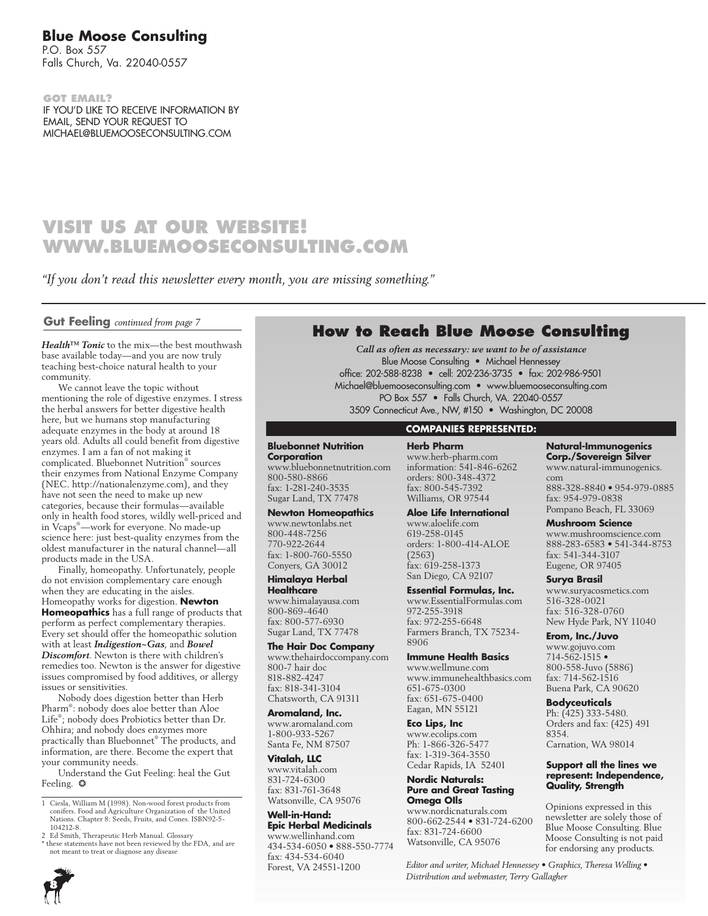## Blue Moose Consulting

P.O. Box 557
Falls Church, Va. 22040-0557

**GOT EMAIL?**
IF YOU'D LIKE TO RECEIVE INFORMATION BY EMAIL, SEND YOUR REQUEST TO MICHAEL@BLUEMOOSECONSULTING.COM

## VISIT US AT OUR WEBSITE! WWW.BLUEMOOSECONSULTING.COM

*"If you don't read this newsletter every month, you are missing something."*

### Gut Feeling *continued from page 7*

***Health™ Tonic*** to the mix—the best mouthwash base available today—and you are now truly teaching best-choice natural health to your community.

We cannot leave the topic without mentioning the role of digestive enzymes. I stress the herbal answers for better digestive health here, but we humans stop manufacturing adequate enzymes in the body at around 18 years old. Adults all could benefit from digestive enzymes. I am a fan of not making it complicated. Bluebonnet Nutrition® sources their enzymes from National Enzyme Company (NEC. http://nationalenzyme.com), and they have not seen the need to make up new categories, because their formulas—available only in health food stores, wildly well-priced and in Vcaps®—work for everyone. No made-up science here: just best-quality enzymes from the oldest manufacturer in the natural channel—all products made in the USA.

Finally, homeopathy. Unfortunately, people do not envision complementary care enough when they are educating in the aisles. Homeopathy works for digestion. **Newton Homeopathics** has a full range of products that perform as perfect complementary therapies. Every set should offer the homeopathic solution with at least ***Indigestion~Gas***, and ***Bowel Discomfort***. Newton is there with children's remedies too. Newton is the answer for digestive issues compromised by food additives, or allergy issues or sensitivities.

Nobody does digestion better than Herb Pharm®: nobody does aloe better than Aloe Life®; nobody does Probiotics better than Dr. Ohhira; and nobody does enzymes more practically than Bluebonnet® The products, and information, are there. Become the expert that your community needs.

Understand the Gut Feeling: heal the Gut Feeling. ✪

1 Ciesla, William M (1998). Non-wood forest products from conifers. Food and Agriculture Organization of the United Nations. Chapter 8: Seeds, Fruits, and Cones. ISBN92-5-104212-8.
2 Ed Smith, Therapeutic Herb Manual. Glossary
\* these statements have not been reviewed by the FDA, and are not meant to treat or diagnose any disease

## How to Reach Blue Moose Consulting

*Call as often as necessary: we want to be of assistance*
Blue Moose Consulting • Michael Hennessey
office: 202-588-8238 • cell: 202-236-3735 • fax: 202-986-9501
Michael@bluemooseconsulting.com • www.bluemooseconsulting.com
PO Box 557 • Falls Church, VA. 22040-0557
3509 Connecticut Ave., NW, #150 • Washington, DC 20008

### COMPANIES REPRESENTED:

**Bluebonnet Nutrition Corporation**
www.bluebonnetnutrition.com
800-580-8866
fax: 1-281-240-3535
Sugar Land, TX 77478

**Newton Homeopathics**
www.newtonlabs.net
800-448-7256
770-922-2644
fax: 1-800-760-5550
Conyers, GA 30012

**Himalaya Herbal Healthcare**
www.himalayausa.com
800-869-4640
fax: 800-577-6930
Sugar Land, TX 77478

**The Hair Doc Company**
www.thehairdoccompany.com
800-7 hair doc
818-882-4247
fax: 818-341-3104
Chatsworth, CA 91311

**Aromaland, Inc.**
www.aromaland.com
1-800-933-5267
Santa Fe, NM 87507

**Vitalah, LLC**
www.vitalah.com
831-724-6300
fax: 831-761-3648
Watsonville, CA 95076

**Well-in-Hand: Epic Herbal Medicinals**
www.wellinhand.com
434-534-6050 • 888-550-7774
fax: 434-534-6040
Forest, VA 24551-1200

**Herb Pharm**
www.herb-pharm.com
information: 541-846-6262
orders: 800-348-4372
fax: 800-545-7392
Williams, OR 97544

**Aloe Life International**
www.aloelife.com
619-258-0145
orders: 1-800-414-ALOE (2563)
fax: 619-258-1373
San Diego, CA 92107

**Essential Formulas, Inc.**
www.EssentialFormulas.com
972-255-3918
fax: 972-255-6648
Farmers Branch, TX 75234-8906

**Immune Health Basics**
www.wellmune.com
www.immunehealthbasics.com
651-675-0300
fax: 651-675-0400
Eagan, MN 55121

**Eco Lips, Inc**
www.ecolips.com
Ph: 1-866-326-5477
fax: 1-319-364-3550
Cedar Rapids, IA 52401

**Nordic Naturals: Pure and Great Tasting Omega OIls**
www.nordicnaturals.com
800-662-2544 • 831-724-6200
fax: 831-724-6600
Watsonville, CA 95076

**Natural-Immunogenics Corp./Sovereign Silver**
www.natural-immunogenics.com
888-328-8840 • 954-979-0885
fax: 954-979-0838
Pompano Beach, FL 33069

**Mushroom Science**
www.mushroomscience.com
888-283-6583 • 541-344-8753
fax: 541-344-3107
Eugene, OR 97405

**Surya Brasil**
www.suryacosmetics.com
516-328-0021
fax: 516-328-0760
New Hyde Park, NY 11040

**Erom, Inc./Juvo**
www.gojuvo.com
714-562-1515 •
800-558-Juvo (5886)
fax: 714-562-1516
Buena Park, CA 90620

**Bodyceuticals**
Ph: (425) 333-5480.
Orders and fax: (425) 491 8354.
Carnation, WA 98014

**Support all the lines we represent: Independence, Quality, Strength**

Opinions expressed in this newsletter are solely those of Blue Moose Consulting. Blue Moose Consulting is not paid for endorsing any products.

*Editor and writer, Michael Hennessey • Graphics, Theresa Welling • Distribution and webmaster, Terry Gallagher*